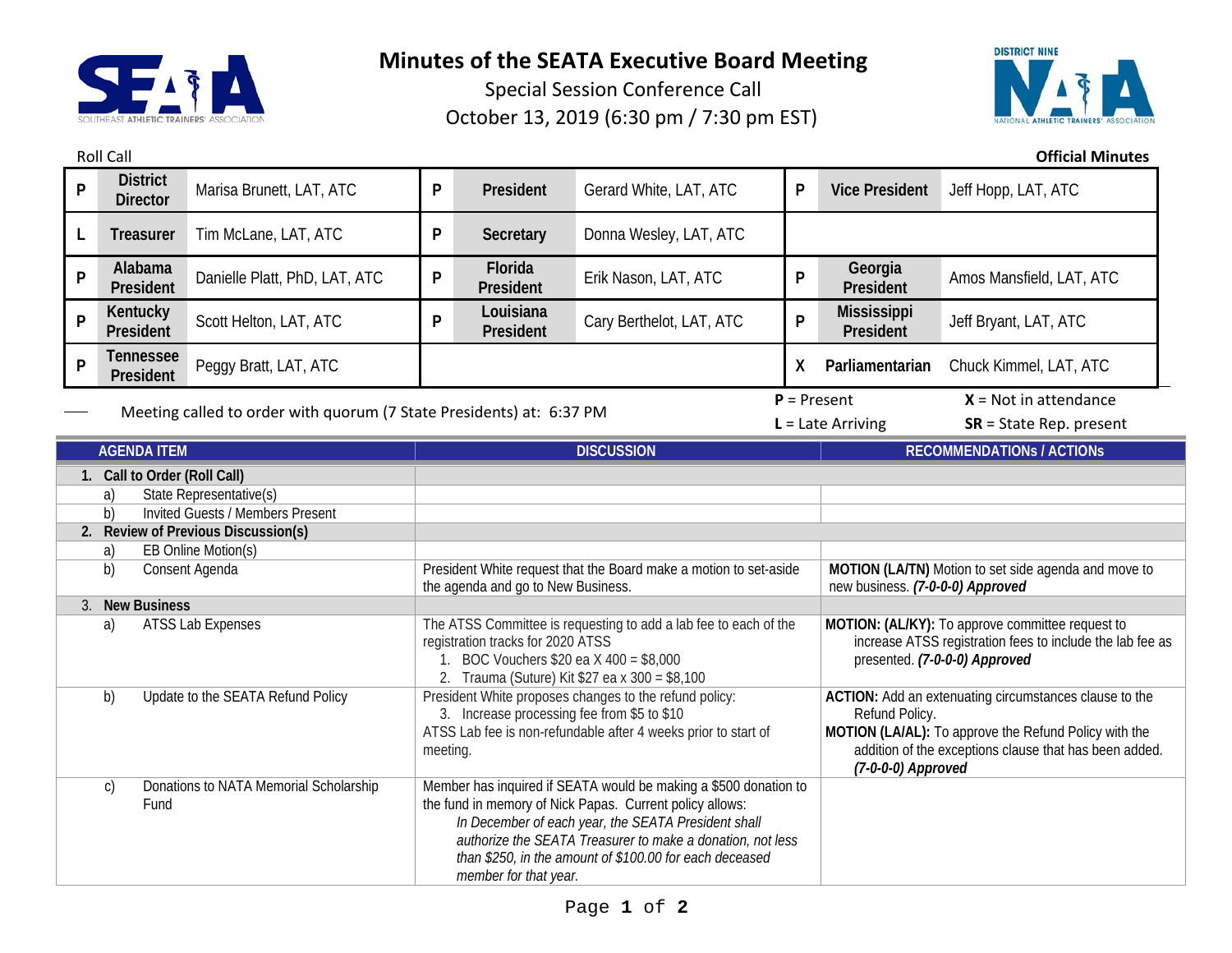# Minutes of the SEATA Executive Board Meeting

Special Session Conference Call

October 13, 2019 (6:30 pm / 7:30 pm EST)

Roll Call

**Official Minutes**

| | | | | | | | | |
|---|---|---|---|---|---|---|---|---|
| **P** | **District Director** | Marisa Brunett, LAT, ATC | **P** | **President** | Gerard White, LAT, ATC | **P** | **Vice President** | Jeff Hopp, LAT, ATC |
| **L** | **Treasurer** | Tim McLane, LAT, ATC | **P** | **Secretary** | Donna Wesley, LAT, ATC | | | |
| **P** | **Alabama President** | Danielle Platt, PhD, LAT, ATC | **P** | **Florida President** | Erik Nason, LAT, ATC | **P** | **Georgia President** | Amos Mansfield, LAT, ATC |
| **P** | **Kentucky President** | Scott Helton, LAT, ATC | **P** | **Louisiana President** | Cary Berthelot, LAT, ATC | **P** | **Mississippi President** | Jeff Bryant, LAT, ATC |
| **P** | **Tennessee President** | Peggy Bratt, LAT, ATC | | | | **X** | **Parliamentarian** | Chuck Kimmel, LAT, ATC |

Meeting called to order with quorum (7 State Presidents) at: 6:37 PM

**P** = Present **X** = Not in attendance
**L** = Late Arriving **SR** = State Rep. present

| AGENDA ITEM | DISCUSSION | RECOMMENDATIONs / ACTIONs |
|---|---|---|
| **1. Call to Order (Roll Call)** | | |
| a) State Representative(s) | | |
| b) Invited Guests / Members Present | | |
| **2. Review of Previous Discussion(s)** | | |
| a) EB Online Motion(s) | | |
| b) Consent Agenda | President White request that the Board make a motion to set-aside the agenda and go to New Business. | **MOTION (LA/TN)** Motion to set side agenda and move to new business. ***(7-0-0-0) Approved*** |
| 3. **New Business** | | |
| a) ATSS Lab Expenses | The ATSS Committee is requesting to add a lab fee to each of the registration tracks for 2020 ATSS<br>1. BOC Vouchers $20 ea X 400 = $8,000<br>2. Trauma (Suture) Kit $27 ea x 300 = $8,100 | **MOTION: (AL/KY):** To approve committee request to increase ATSS registration fees to include the lab fee as presented. ***(7-0-0-0) Approved*** |
| b) Update to the SEATA Refund Policy | President White proposes changes to the refund policy:<br>3. Increase processing fee from $5 to $10<br>ATSS Lab fee is non-refundable after 4 weeks prior to start of meeting. | **ACTION:** Add an extenuating circumstances clause to the Refund Policy.<br>**MOTION (LA/AL):** To approve the Refund Policy with the addition of the exceptions clause that has been added. ***(7-0-0-0) Approved*** |
| c) Donations to NATA Memorial Scholarship Fund | Member has inquired if SEATA would be making a $500 donation to the fund in memory of Nick Papas. Current policy allows:<br>*In December of each year, the SEATA President shall authorize the SEATA Treasurer to make a donation, not less than $250, in the amount of $100.00 for each deceased member for that year.* | |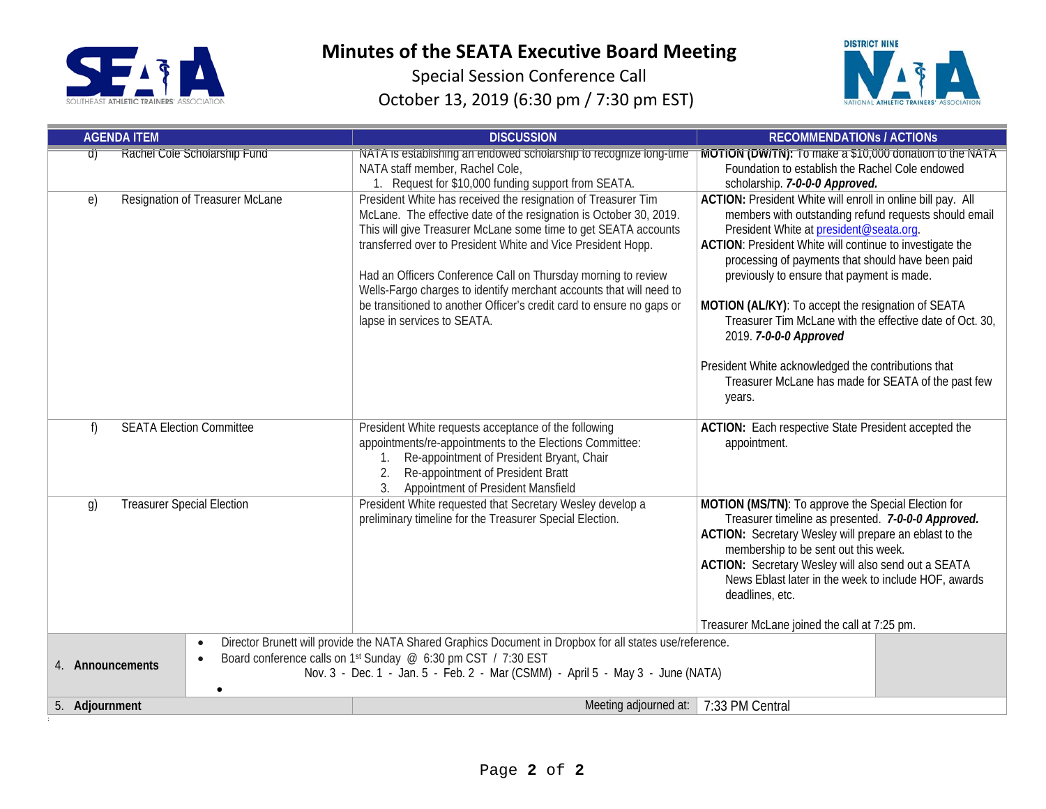# Minutes of the SEATA Executive Board Meeting

Special Session Conference Call

October 13, 2019 (6:30 pm / 7:30 pm EST)

| AGENDA ITEM | DISCUSSION | RECOMMENDATIONs / ACTIONs |
|---|---|---|
| d) Rachel Cole Scholarship Fund | NATA is establishing an endowed scholarship to recognize long-time NATA staff member, Rachel Cole,<br>1. Request for $10,000 funding support from SEATA. | **MOTION (DW/TN):** To make a $10,000 donation to the NATA Foundation to establish the Rachel Cole endowed scholarship. ***7-0-0-0 Approved.*** |
| e) Resignation of Treasurer McLane | President White has received the resignation of Treasurer Tim McLane. The effective date of the resignation is October 30, 2019. This will give Treasurer McLane some time to get SEATA accounts transferred over to President White and Vice President Hopp.<br><br>Had an Officers Conference Call on Thursday morning to review Wells-Fargo charges to identify merchant accounts that will need to be transitioned to another Officer's credit card to ensure no gaps or lapse in services to SEATA. | **ACTION:** President White will enroll in online bill pay. All members with outstanding refund requests should email President White at president@seata.org.<br>**ACTION**: President White will continue to investigate the processing of payments that should have been paid previously to ensure that payment is made.<br><br>**MOTION (AL/KY)**: To accept the resignation of SEATA Treasurer Tim McLane with the effective date of Oct. 30, 2019. ***7-0-0-0 Approved***<br><br>President White acknowledged the contributions that Treasurer McLane has made for SEATA of the past few years. |
| f) SEATA Election Committee | President White requests acceptance of the following appointments/re-appointments to the Elections Committee:<br>1. Re-appointment of President Bryant, Chair<br>2. Re-appointment of President Bratt<br>3. Appointment of President Mansfield | **ACTION:** Each respective State President accepted the appointment. |
| g) Treasurer Special Election | President White requested that Secretary Wesley develop a preliminary timeline for the Treasurer Special Election. | **MOTION (MS/TN)**: To approve the Special Election for Treasurer timeline as presented. ***7-0-0-0 Approved.***<br>**ACTION:** Secretary Wesley will prepare an eblast to the membership to be sent out this week.<br>**ACTION:** Secretary Wesley will also send out a SEATA News Eblast later in the week to include HOF, awards deadlines, etc.<br><br>Treasurer McLane joined the call at 7:25 pm. |
| 4. **Announcements** | • Director Brunett will provide the NATA Shared Graphics Document in Dropbox for all states use/reference.<br>• Board conference calls on 1st Sunday @ 6:30 pm CST / 7:30 EST<br>Nov. 3 - Dec. 1 - Jan. 5 - Feb. 2 - Mar (CSMM) - April 5 - May 3 - June (NATA) | |
| 5. **Adjournment** | Meeting adjourned at: | 7:33 PM Central |